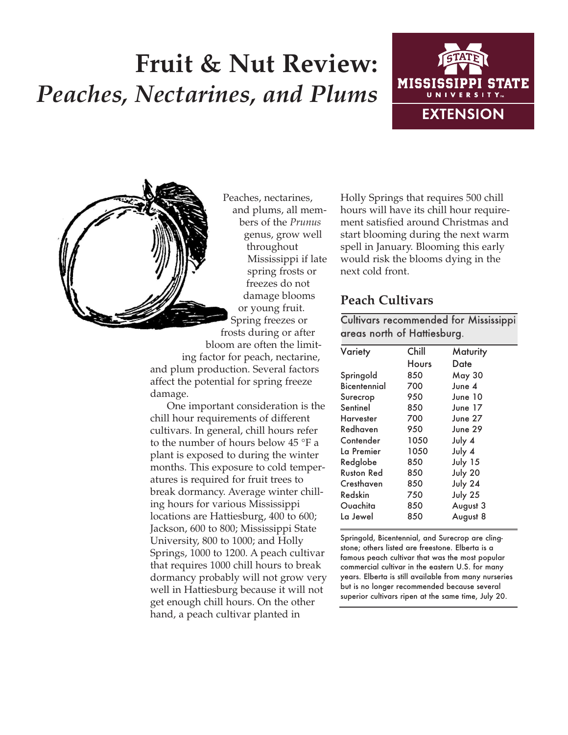# Fruit & Nut Review: *Peaches, Nectarines, and Plums*

MISSISSIPPI STATE UNIVERSITY EXTENSION

Peaches, nectarines, and plums, all members of the *Prunus* genus, grow well throughout Mississippi if late spring frosts or freezes do not damage blooms or young fruit. Spring freezes or frosts during or after bloom are often the limiting factor for peach, nectarine, and plum production. Several factors affect the potential for spring freeze damage.

One important consideration is the chill hour requirements of different cultivars. In general, chill hours refer to the number of hours below 45 °F a plant is exposed to during the winter months. This exposure to cold temperatures is required for fruit trees to break dormancy. Average winter chilling hours for various Mississippi locations are Hattiesburg, 400 to 600; Jackson, 600 to 800; Mississippi State University, 800 to 1000; and Holly Springs, 1000 to 1200. A peach cultivar that requires 1000 chill hours to break dormancy probably will not grow very well in Hattiesburg because it will not get enough chill hours. On the other hand, a peach cultivar planted in Holly Springs that requires 500 chill hours will have its chill hour requirement satisfied around Christmas and start blooming during the next warm spell in January. Blooming this early would risk the blooms dying in the next cold front.

## Peach Cultivars

Cultivars recommended for Mississippi areas north of Hattiesburg.

| Variety | Chill Hours | Maturity Date |
|---|---|---|
| Springold | 850 | May 30 |
| Bicentennial | 700 | June 4 |
| Surecrop | 950 | June 10 |
| Sentinel | 850 | June 17 |
| Harvester | 700 | June 27 |
| Redhaven | 950 | June 29 |
| Contender | 1050 | July 4 |
| La Premier | 1050 | July 4 |
| Redglobe | 850 | July 15 |
| Ruston Red | 850 | July 20 |
| Cresthaven | 850 | July 24 |
| Redskin | 750 | July 25 |
| Ouachita | 850 | August 3 |
| La Jewel | 850 | August 8 |

Springold, Bicentennial, and Surecrop are clingstone; others listed are freestone. Elberta is a famous peach cultivar that was the most popular commercial cultivar in the eastern U.S. for many years. Elberta is still available from many nurseries but is no longer recommended because several superior cultivars ripen at the same time, July 20.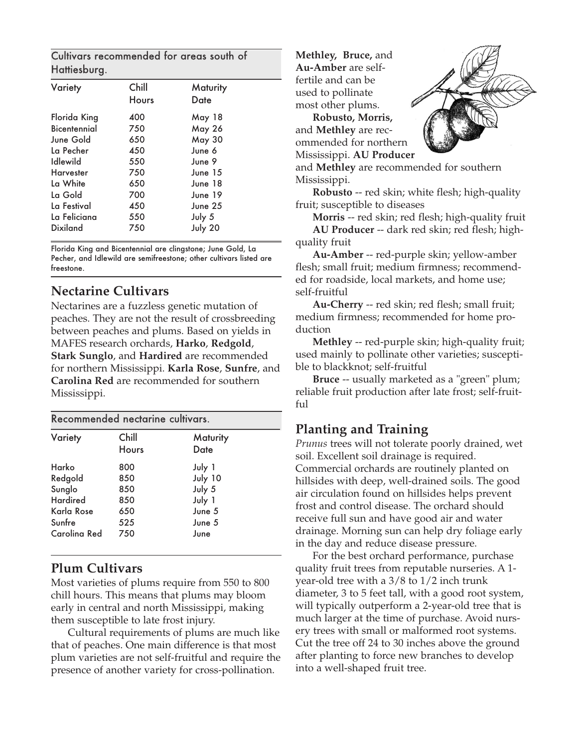Cultivars recommended for areas south of Hattiesburg.

| Variety | Chill Hours | Maturity Date |
|---|---|---|
| Florida King | 400 | May 18 |
| Bicentennial | 750 | May 26 |
| June Gold | 650 | May 30 |
| La Pecher | 450 | June 6 |
| Idlewild | 550 | June 9 |
| Harvester | 750 | June 15 |
| La White | 650 | June 18 |
| La Gold | 700 | June 19 |
| La Festival | 450 | June 25 |
| La Feliciana | 550 | July 5 |
| Dixiland | 750 | July 20 |

Florida King and Bicentennial are clingstone; June Gold, La Pecher, and Idlewild are semifreestone; other cultivars listed are freestone.

## Nectarine Cultivars

Nectarines are a fuzzless genetic mutation of peaches. They are not the result of crossbreeding between peaches and plums. Based on yields in MAFES research orchards, **Harko**, **Redgold**, **Stark Sunglo**, and **Hardired** are recommended for northern Mississippi. **Karla Rose**, **Sunfre**, and **Carolina Red** are recommended for southern Mississippi.

Recommended nectarine cultivars.

| Variety | Chill Hours | Maturity Date |
|---|---|---|
| Harko | 800 | July 1 |
| Redgold | 850 | July 10 |
| Sunglo | 850 | July 5 |
| Hardired | 850 | July 1 |
| Karla Rose | 650 | June 5 |
| Sunfre | 525 | June 5 |
| Carolina Red | 750 | June |

## Plum Cultivars

Most varieties of plums require from 550 to 800 chill hours. This means that plums may bloom early in central and north Mississippi, making them susceptible to late frost injury.

Cultural requirements of plums are much like that of peaches. One main difference is that most plum varieties are not self-fruitful and require the presence of another variety for cross-pollination.

**Methley, Bruce,** and **Au-Amber** are self-fertile and can be used to pollinate most other plums.

**Robusto, Morris,** and **Methley** are recommended for northern Mississippi. **AU Producer** and **Methley** are recommended for southern Mississippi.

**Robusto** -- red skin; white flesh; high-quality fruit; susceptible to diseases

**Morris** -- red skin; red flesh; high-quality fruit

**AU Producer** -- dark red skin; red flesh; high-quality fruit

**Au-Amber** -- red-purple skin; yellow-amber flesh; small fruit; medium firmness; recommended for roadside, local markets, and home use; self-fruitful

**Au-Cherry** -- red skin; red flesh; small fruit; medium firmness; recommended for home production

**Methley** -- red-purple skin; high-quality fruit; used mainly to pollinate other varieties; susceptible to blackknot; self-fruitful

**Bruce** -- usually marketed as a "green" plum; reliable fruit production after late frost; self-fruitful

## Planting and Training

*Prunus* trees will not tolerate poorly drained, wet soil. Excellent soil drainage is required. Commercial orchards are routinely planted on hillsides with deep, well-drained soils. The good air circulation found on hillsides helps prevent frost and control disease. The orchard should receive full sun and have good air and water drainage. Morning sun can help dry foliage early in the day and reduce disease pressure.

For the best orchard performance, purchase quality fruit trees from reputable nurseries. A 1-year-old tree with a 3/8 to 1/2 inch trunk diameter, 3 to 5 feet tall, with a good root system, will typically outperform a 2-year-old tree that is much larger at the time of purchase. Avoid nursery trees with small or malformed root systems. Cut the tree off 24 to 30 inches above the ground after planting to force new branches to develop into a well-shaped fruit tree.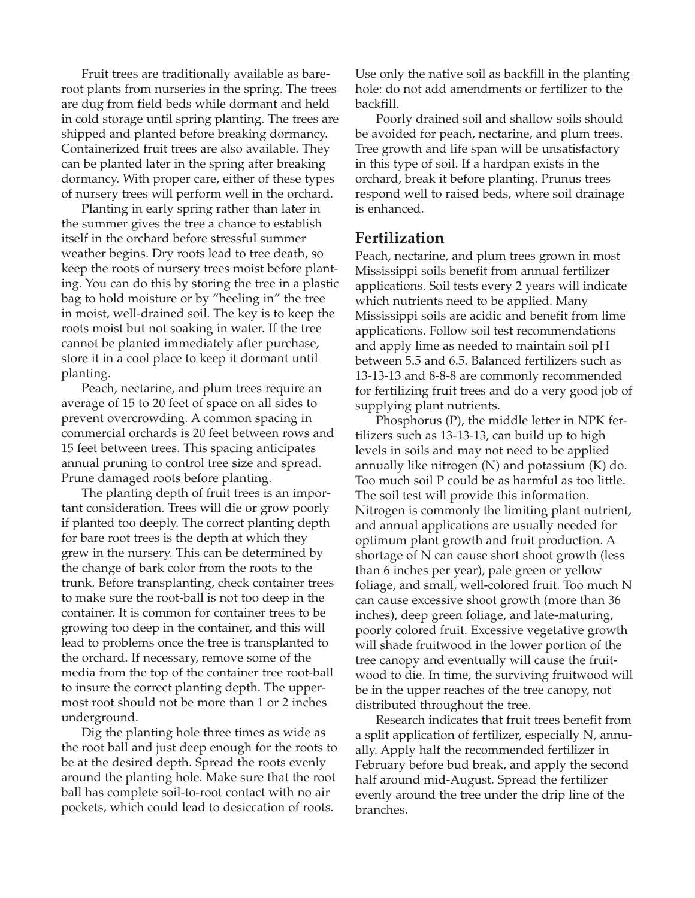Fruit trees are traditionally available as bare-root plants from nurseries in the spring. The trees are dug from field beds while dormant and held in cold storage until spring planting. The trees are shipped and planted before breaking dormancy. Containerized fruit trees are also available. They can be planted later in the spring after breaking dormancy. With proper care, either of these types of nursery trees will perform well in the orchard.

Planting in early spring rather than later in the summer gives the tree a chance to establish itself in the orchard before stressful summer weather begins. Dry roots lead to tree death, so keep the roots of nursery trees moist before planting. You can do this by storing the tree in a plastic bag to hold moisture or by "heeling in" the tree in moist, well-drained soil. The key is to keep the roots moist but not soaking in water. If the tree cannot be planted immediately after purchase, store it in a cool place to keep it dormant until planting.

Peach, nectarine, and plum trees require an average of 15 to 20 feet of space on all sides to prevent overcrowding. A common spacing in commercial orchards is 20 feet between rows and 15 feet between trees. This spacing anticipates annual pruning to control tree size and spread. Prune damaged roots before planting.

The planting depth of fruit trees is an important consideration. Trees will die or grow poorly if planted too deeply. The correct planting depth for bare root trees is the depth at which they grew in the nursery. This can be determined by the change of bark color from the roots to the trunk. Before transplanting, check container trees to make sure the root-ball is not too deep in the container. It is common for container trees to be growing too deep in the container, and this will lead to problems once the tree is transplanted to the orchard. If necessary, remove some of the media from the top of the container tree root-ball to insure the correct planting depth. The uppermost root should not be more than 1 or 2 inches underground.

Dig the planting hole three times as wide as the root ball and just deep enough for the roots to be at the desired depth. Spread the roots evenly around the planting hole. Make sure that the root ball has complete soil-to-root contact with no air pockets, which could lead to desiccation of roots. Use only the native soil as backfill in the planting hole: do not add amendments or fertilizer to the backfill.

Poorly drained soil and shallow soils should be avoided for peach, nectarine, and plum trees. Tree growth and life span will be unsatisfactory in this type of soil. If a hardpan exists in the orchard, break it before planting. Prunus trees respond well to raised beds, where soil drainage is enhanced.

## Fertilization

Peach, nectarine, and plum trees grown in most Mississippi soils benefit from annual fertilizer applications. Soil tests every 2 years will indicate which nutrients need to be applied. Many Mississippi soils are acidic and benefit from lime applications. Follow soil test recommendations and apply lime as needed to maintain soil pH between 5.5 and 6.5. Balanced fertilizers such as 13-13-13 and 8-8-8 are commonly recommended for fertilizing fruit trees and do a very good job of supplying plant nutrients.

Phosphorus (P), the middle letter in NPK fertilizers such as 13-13-13, can build up to high levels in soils and may not need to be applied annually like nitrogen (N) and potassium (K) do. Too much soil P could be as harmful as too little. The soil test will provide this information. Nitrogen is commonly the limiting plant nutrient, and annual applications are usually needed for optimum plant growth and fruit production. A shortage of N can cause short shoot growth (less than 6 inches per year), pale green or yellow foliage, and small, well-colored fruit. Too much N can cause excessive shoot growth (more than 36 inches), deep green foliage, and late-maturing, poorly colored fruit. Excessive vegetative growth will shade fruitwood in the lower portion of the tree canopy and eventually will cause the fruitwood to die. In time, the surviving fruitwood will be in the upper reaches of the tree canopy, not distributed throughout the tree.

Research indicates that fruit trees benefit from a split application of fertilizer, especially N, annually. Apply half the recommended fertilizer in February before bud break, and apply the second half around mid-August. Spread the fertilizer evenly around the tree under the drip line of the branches.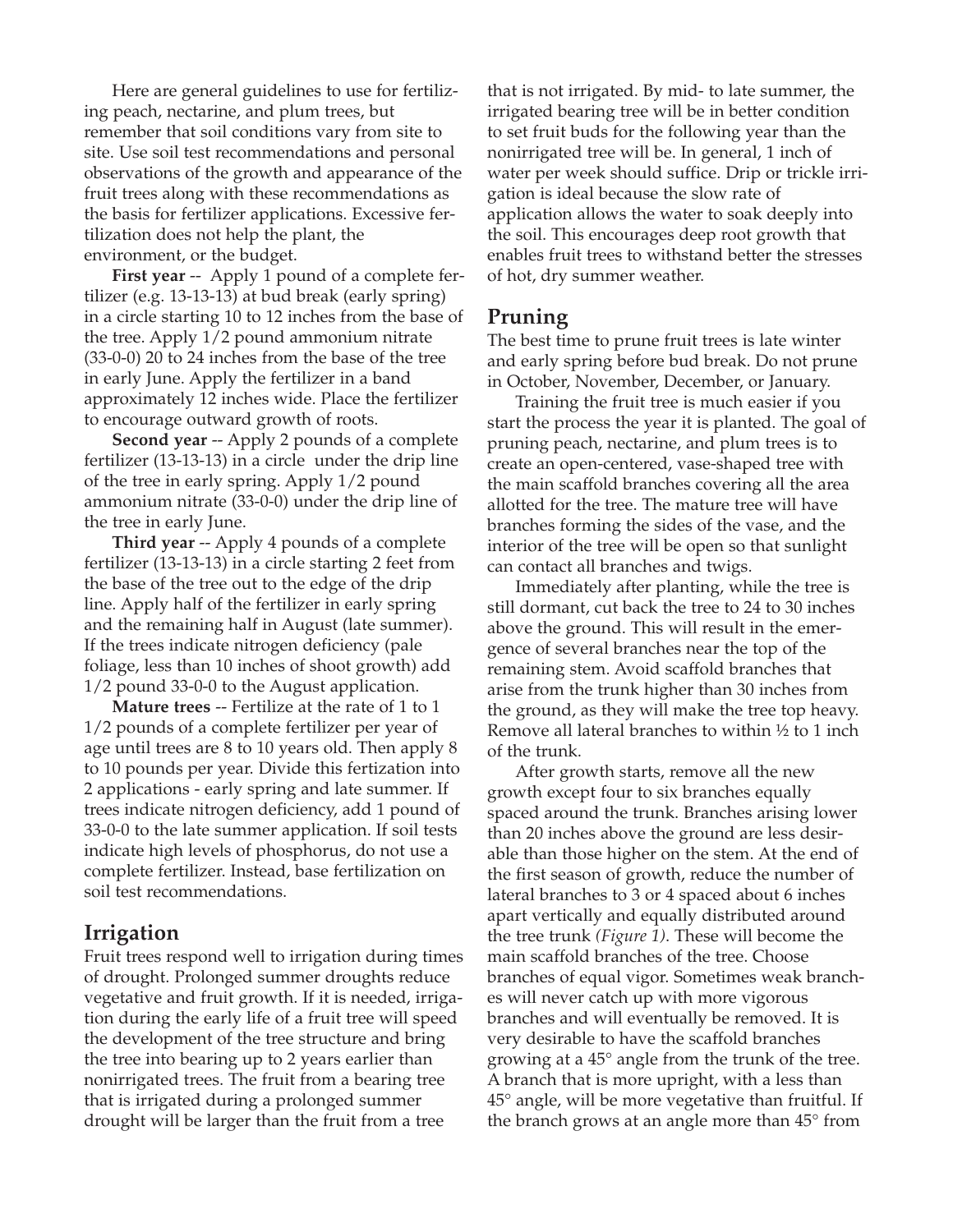Here are general guidelines to use for fertilizing peach, nectarine, and plum trees, but remember that soil conditions vary from site to site. Use soil test recommendations and personal observations of the growth and appearance of the fruit trees along with these recommendations as the basis for fertilizer applications. Excessive fertilization does not help the plant, the environment, or the budget.

**First year** -- Apply 1 pound of a complete fertilizer (e.g. 13-13-13) at bud break (early spring) in a circle starting 10 to 12 inches from the base of the tree. Apply 1/2 pound ammonium nitrate (33-0-0) 20 to 24 inches from the base of the tree in early June. Apply the fertilizer in a band approximately 12 inches wide. Place the fertilizer to encourage outward growth of roots.

**Second year** -- Apply 2 pounds of a complete fertilizer (13-13-13) in a circle under the drip line of the tree in early spring. Apply 1/2 pound ammonium nitrate (33-0-0) under the drip line of the tree in early June.

**Third year** -- Apply 4 pounds of a complete fertilizer (13-13-13) in a circle starting 2 feet from the base of the tree out to the edge of the drip line. Apply half of the fertilizer in early spring and the remaining half in August (late summer). If the trees indicate nitrogen deficiency (pale foliage, less than 10 inches of shoot growth) add 1/2 pound 33-0-0 to the August application.

**Mature trees** -- Fertilize at the rate of 1 to 1 1/2 pounds of a complete fertilizer per year of age until trees are 8 to 10 years old. Then apply 8 to 10 pounds per year. Divide this fertization into 2 applications - early spring and late summer. If trees indicate nitrogen deficiency, add 1 pound of 33-0-0 to the late summer application. If soil tests indicate high levels of phosphorus, do not use a complete fertilizer. Instead, base fertilization on soil test recommendations.

## Irrigation

Fruit trees respond well to irrigation during times of drought. Prolonged summer droughts reduce vegetative and fruit growth. If it is needed, irrigation during the early life of a fruit tree will speed the development of the tree structure and bring the tree into bearing up to 2 years earlier than nonirrigated trees. The fruit from a bearing tree that is irrigated during a prolonged summer drought will be larger than the fruit from a tree that is not irrigated. By mid- to late summer, the irrigated bearing tree will be in better condition to set fruit buds for the following year than the nonirrigated tree will be. In general, 1 inch of water per week should suffice. Drip or trickle irrigation is ideal because the slow rate of application allows the water to soak deeply into the soil. This encourages deep root growth that enables fruit trees to withstand better the stresses of hot, dry summer weather.

## Pruning

The best time to prune fruit trees is late winter and early spring before bud break. Do not prune in October, November, December, or January.

Training the fruit tree is much easier if you start the process the year it is planted. The goal of pruning peach, nectarine, and plum trees is to create an open-centered, vase-shaped tree with the main scaffold branches covering all the area allotted for the tree. The mature tree will have branches forming the sides of the vase, and the interior of the tree will be open so that sunlight can contact all branches and twigs.

Immediately after planting, while the tree is still dormant, cut back the tree to 24 to 30 inches above the ground. This will result in the emergence of several branches near the top of the remaining stem. Avoid scaffold branches that arise from the trunk higher than 30 inches from the ground, as they will make the tree top heavy. Remove all lateral branches to within ½ to 1 inch of the trunk.

After growth starts, remove all the new growth except four to six branches equally spaced around the trunk. Branches arising lower than 20 inches above the ground are less desirable than those higher on the stem. At the end of the first season of growth, reduce the number of lateral branches to 3 or 4 spaced about 6 inches apart vertically and equally distributed around the tree trunk *(Figure 1)*. These will become the main scaffold branches of the tree. Choose branches of equal vigor. Sometimes weak branches will never catch up with more vigorous branches and will eventually be removed. It is very desirable to have the scaffold branches growing at a 45° angle from the trunk of the tree. A branch that is more upright, with a less than 45° angle, will be more vegetative than fruitful. If the branch grows at an angle more than 45° from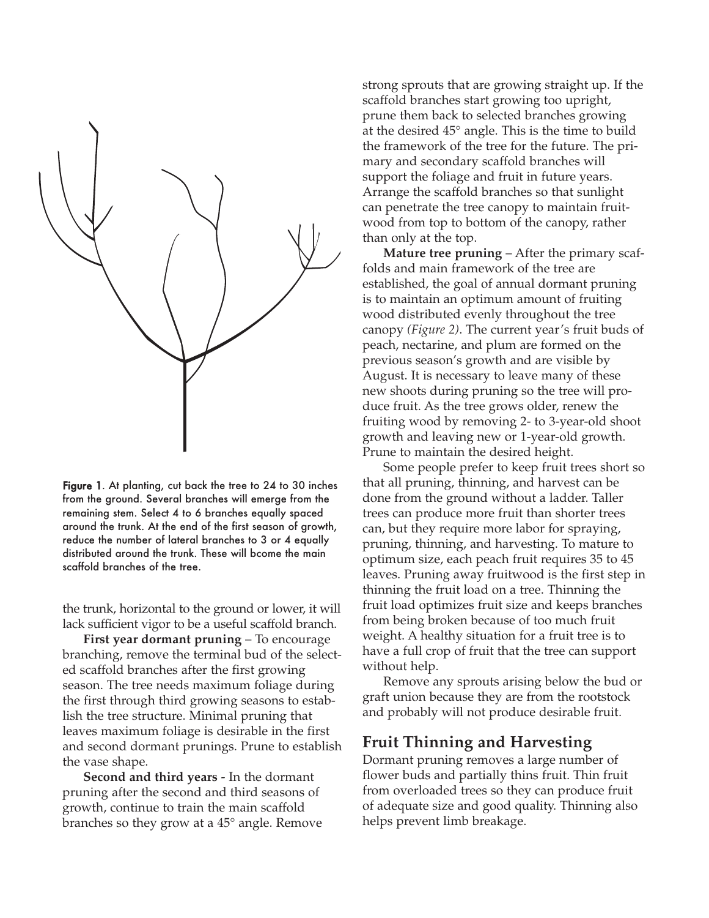**Figure 1**. At planting, cut back the tree to 24 to 30 inches from the ground. Several branches will emerge from the remaining stem. Select 4 to 6 branches equally spaced around the trunk. At the end of the first season of growth, reduce the number of lateral branches to 3 or 4 equally distributed around the trunk. These will bcome the main scaffold branches of the tree.

the trunk, horizontal to the ground or lower, it will lack sufficient vigor to be a useful scaffold branch.

**First year dormant pruning** – To encourage branching, remove the terminal bud of the selected scaffold branches after the first growing season. The tree needs maximum foliage during the first through third growing seasons to establish the tree structure. Minimal pruning that leaves maximum foliage is desirable in the first and second dormant prunings. Prune to establish the vase shape.

**Second and third years** - In the dormant pruning after the second and third seasons of growth, continue to train the main scaffold branches so they grow at a 45° angle. Remove strong sprouts that are growing straight up. If the scaffold branches start growing too upright, prune them back to selected branches growing at the desired 45° angle. This is the time to build the framework of the tree for the future. The primary and secondary scaffold branches will support the foliage and fruit in future years. Arrange the scaffold branches so that sunlight can penetrate the tree canopy to maintain fruitwood from top to bottom of the canopy, rather than only at the top.

**Mature tree pruning** – After the primary scaffolds and main framework of the tree are established, the goal of annual dormant pruning is to maintain an optimum amount of fruiting wood distributed evenly throughout the tree canopy *(Figure 2)*. The current year's fruit buds of peach, nectarine, and plum are formed on the previous season's growth and are visible by August. It is necessary to leave many of these new shoots during pruning so the tree will produce fruit. As the tree grows older, renew the fruiting wood by removing 2- to 3-year-old shoot growth and leaving new or 1-year-old growth. Prune to maintain the desired height.

Some people prefer to keep fruit trees short so that all pruning, thinning, and harvest can be done from the ground without a ladder. Taller trees can produce more fruit than shorter trees can, but they require more labor for spraying, pruning, thinning, and harvesting. To mature to optimum size, each peach fruit requires 35 to 45 leaves. Pruning away fruitwood is the first step in thinning the fruit load on a tree. Thinning the fruit load optimizes fruit size and keeps branches from being broken because of too much fruit weight. A healthy situation for a fruit tree is to have a full crop of fruit that the tree can support without help.

Remove any sprouts arising below the bud or graft union because they are from the rootstock and probably will not produce desirable fruit.

## Fruit Thinning and Harvesting

Dormant pruning removes a large number of flower buds and partially thins fruit. Thin fruit from overloaded trees so they can produce fruit of adequate size and good quality. Thinning also helps prevent limb breakage.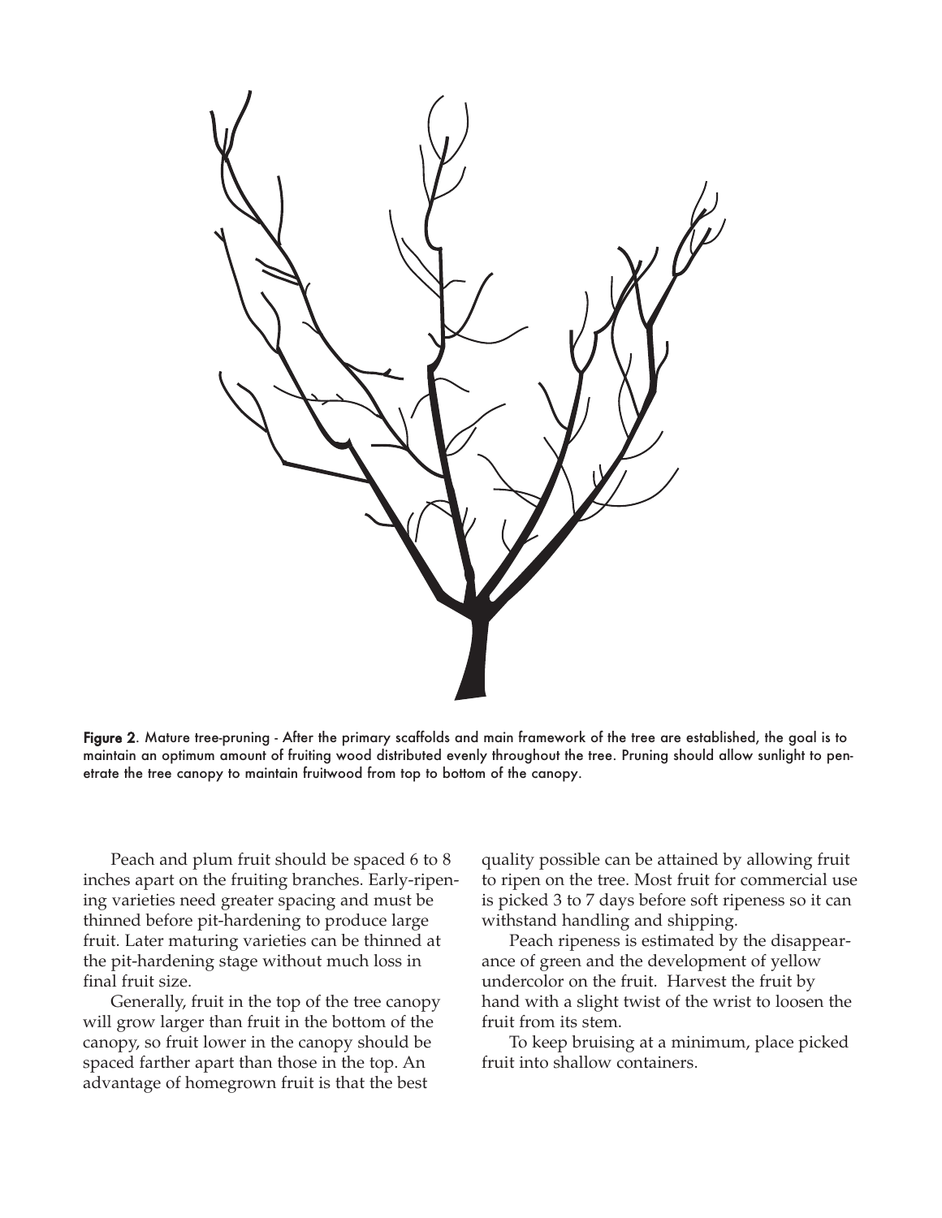**Figure 2**. Mature tree-pruning - After the primary scaffolds and main framework of the tree are established, the goal is to maintain an optimum amount of fruiting wood distributed evenly throughout the tree. Pruning should allow sunlight to penetrate the tree canopy to maintain fruitwood from top to bottom of the canopy.

Peach and plum fruit should be spaced 6 to 8 inches apart on the fruiting branches. Early-ripening varieties need greater spacing and must be thinned before pit-hardening to produce large fruit. Later maturing varieties can be thinned at the pit-hardening stage without much loss in final fruit size.

Generally, fruit in the top of the tree canopy will grow larger than fruit in the bottom of the canopy, so fruit lower in the canopy should be spaced farther apart than those in the top. An advantage of homegrown fruit is that the best quality possible can be attained by allowing fruit to ripen on the tree. Most fruit for commercial use is picked 3 to 7 days before soft ripeness so it can withstand handling and shipping.

Peach ripeness is estimated by the disappearance of green and the development of yellow undercolor on the fruit. Harvest the fruit by hand with a slight twist of the wrist to loosen the fruit from its stem.

To keep bruising at a minimum, place picked fruit into shallow containers.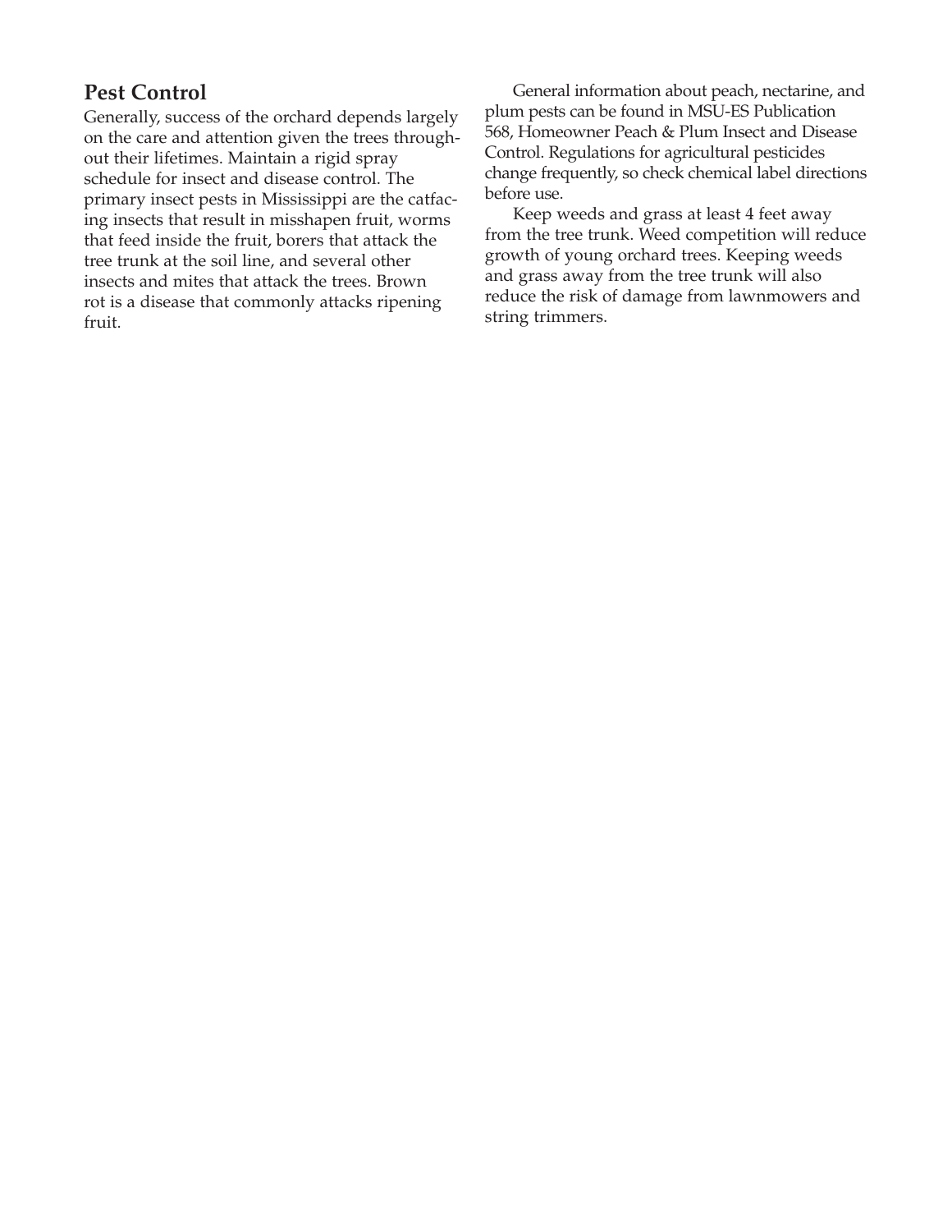## Pest Control

Generally, success of the orchard depends largely on the care and attention given the trees throughout their lifetimes. Maintain a rigid spray schedule for insect and disease control. The primary insect pests in Mississippi are the catfacing insects that result in misshapen fruit, worms that feed inside the fruit, borers that attack the tree trunk at the soil line, and several other insects and mites that attack the trees. Brown rot is a disease that commonly attacks ripening fruit.

General information about peach, nectarine, and plum pests can be found in MSU-ES Publication 568, Homeowner Peach & Plum Insect and Disease Control. Regulations for agricultural pesticides change frequently, so check chemical label directions before use.

Keep weeds and grass at least 4 feet away from the tree trunk. Weed competition will reduce growth of young orchard trees. Keeping weeds and grass away from the tree trunk will also reduce the risk of damage from lawnmowers and string trimmers.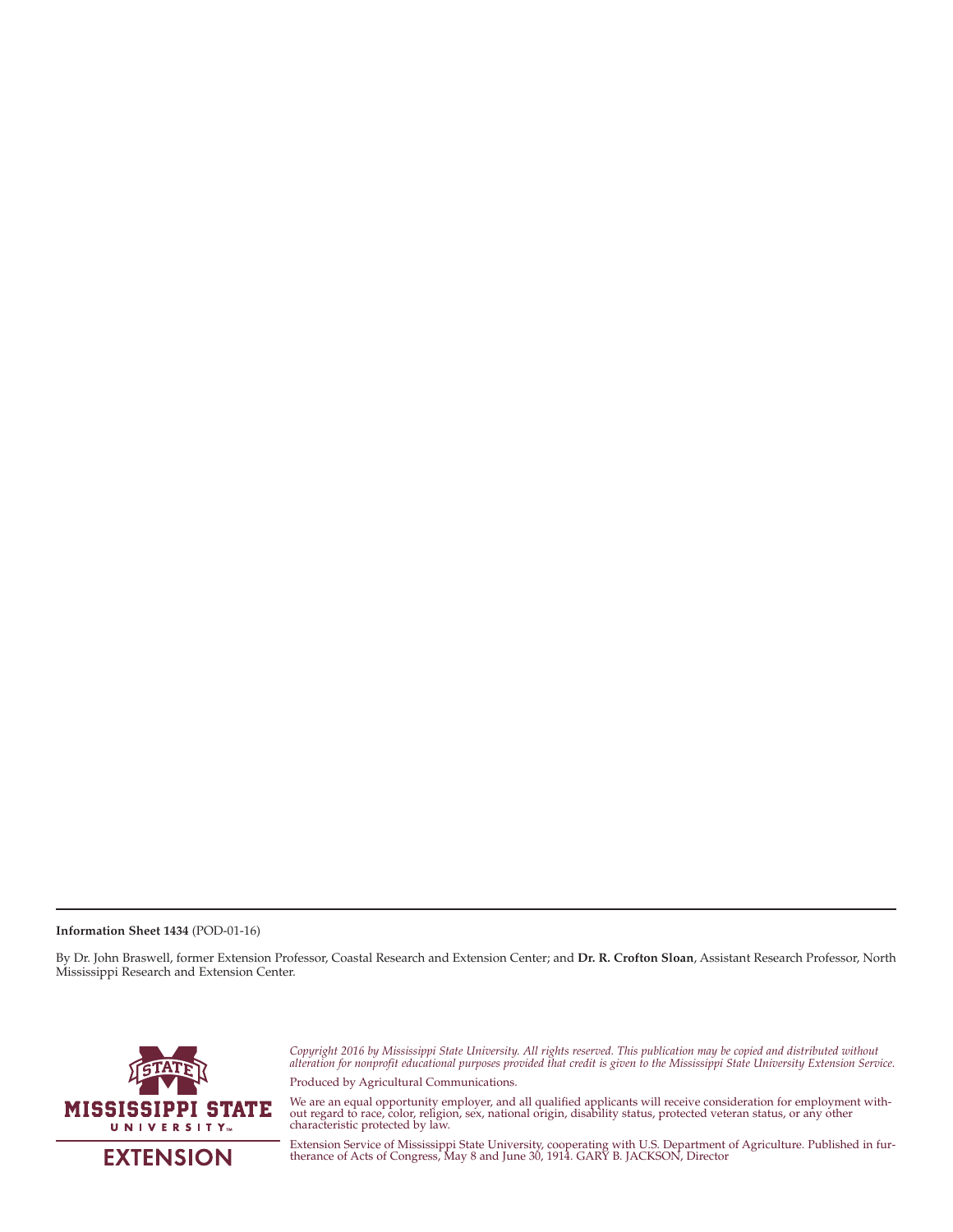**Information Sheet 1434** (POD-01-16)

By Dr. John Braswell, former Extension Professor, Coastal Research and Extension Center; and **Dr. R. Crofton Sloan**, Assistant Research Professor, North Mississippi Research and Extension Center.

*Copyright 2016 by Mississippi State University. All rights reserved. This publication may be copied and distributed without alteration for nonprofit educational purposes provided that credit is given to the Mississippi State University Extension Service.*

Produced by Agricultural Communications.

We are an equal opportunity employer, and all qualified applicants will receive consideration for employment without regard to race, color, religion, sex, national origin, disability status, protected veteran status, or any other characteristic protected by law.

Extension Service of Mississippi State University, cooperating with U.S. Department of Agriculture. Published in furtherance of Acts of Congress, May 8 and June 30, 1914. GARY B. JACKSON, Director